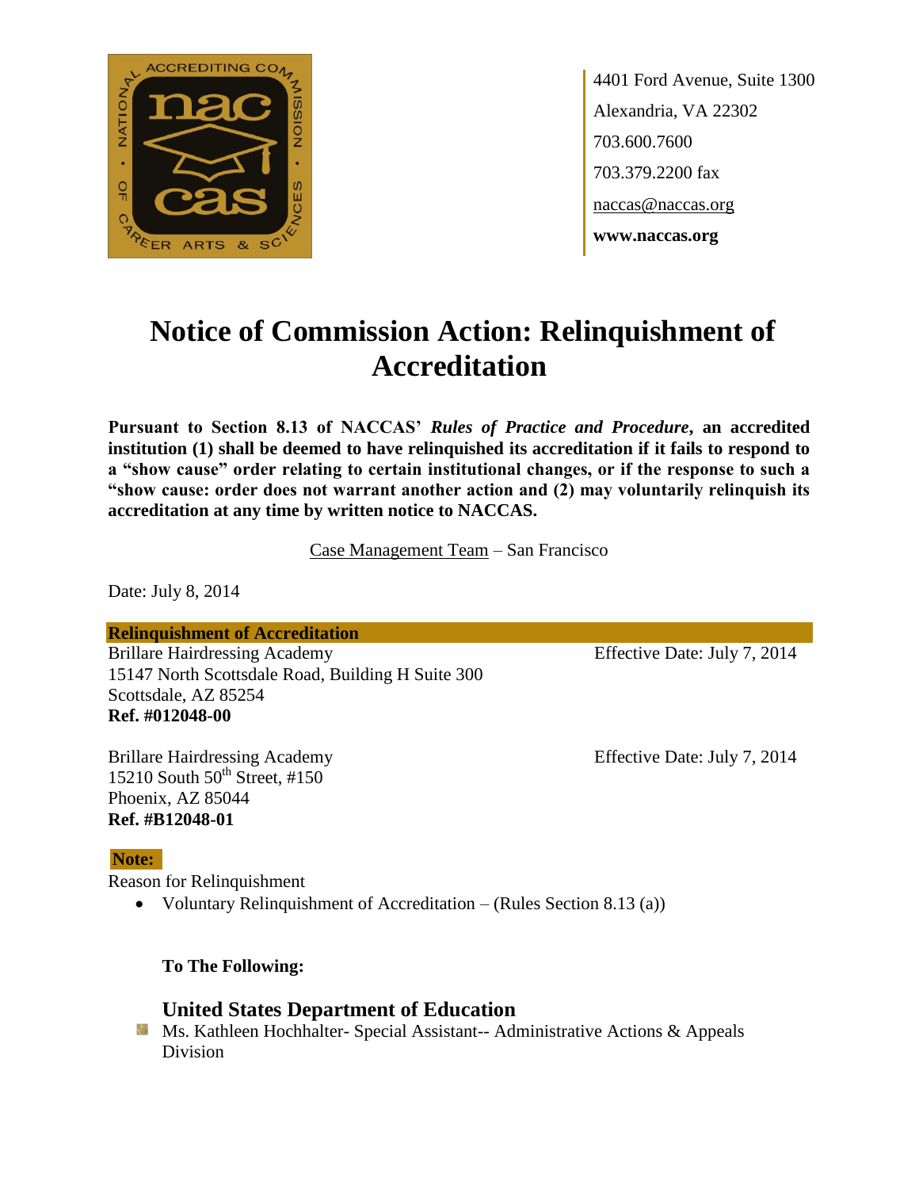4401 Ford Avenue, Suite 1300
Alexandria, VA 22302
703.600.7600
703.379.2200 fax
naccas@naccas.org
**www.naccas.org**

# Notice of Commission Action: Relinquishment of Accreditation

**Pursuant to Section 8.13 of NACCAS' *Rules of Practice and Procedure*, an accredited institution (1) shall be deemed to have relinquished its accreditation if it fails to respond to a "show cause" order relating to certain institutional changes, or if the response to such a "show cause: order does not warrant another action and (2) may voluntarily relinquish its accreditation at any time by written notice to NACCAS.**

Case Management Team – San Francisco

Date: July 8, 2014

**Relinquishment of Accreditation**

Brillare Hairdressing Academy
15147 North Scottsdale Road, Building H Suite 300
Scottsdale, AZ 85254
**Ref. #012048-00**

Effective Date: July 7, 2014

Brillare Hairdressing Academy
15210 South 50th Street, #150
Phoenix, AZ 85044
**Ref. #B12048-01**

Effective Date: July 7, 2014

**Note:**

Reason for Relinquishment

- Voluntary Relinquishment of Accreditation – (Rules Section 8.13 (a))

**To The Following:**

### United States Department of Education

- Ms. Kathleen Hochhalter- Special Assistant-- Administrative Actions & Appeals Division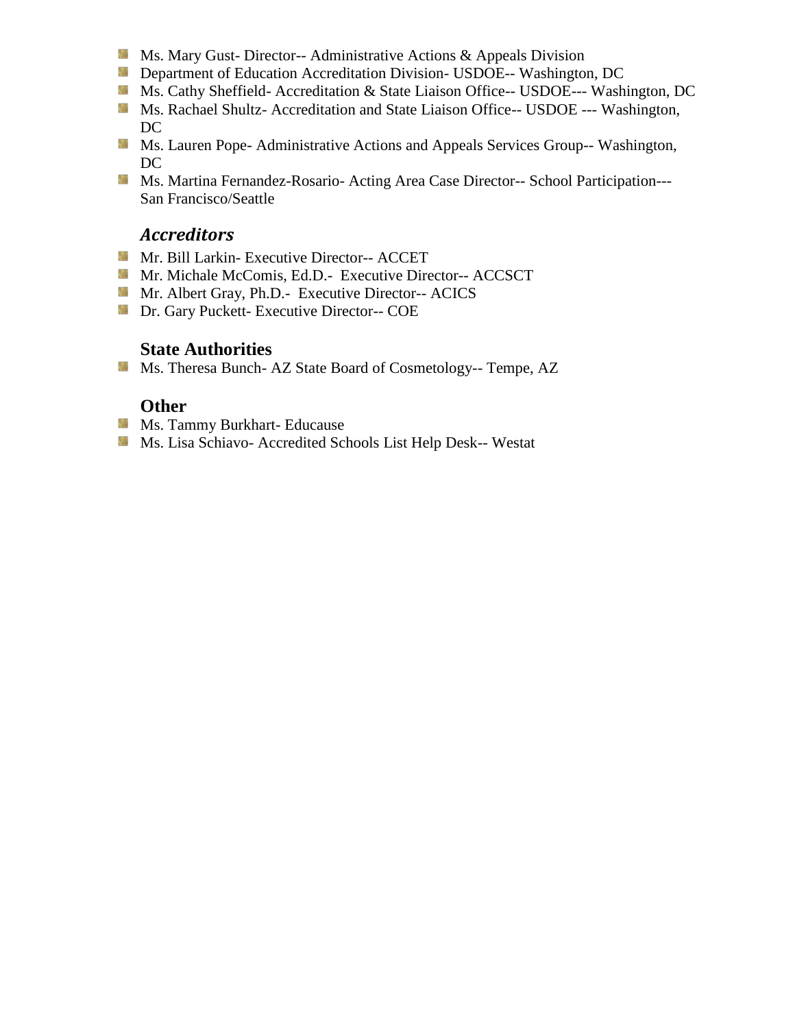- Ms. Mary Gust- Director-- Administrative Actions & Appeals Division
- Department of Education Accreditation Division- USDOE-- Washington, DC
- Ms. Cathy Sheffield- Accreditation & State Liaison Office-- USDOE--- Washington, DC
- Ms. Rachael Shultz- Accreditation and State Liaison Office-- USDOE --- Washington, DC
- Ms. Lauren Pope- Administrative Actions and Appeals Services Group-- Washington, DC
- Ms. Martina Fernandez-Rosario- Acting Area Case Director-- School Participation--- San Francisco/Seattle

### *Accreditors*

- Mr. Bill Larkin- Executive Director-- ACCET
- Mr. Michale McComis, Ed.D.- Executive Director-- ACCSCT
- Mr. Albert Gray, Ph.D.- Executive Director-- ACICS
- Dr. Gary Puckett- Executive Director-- COE

### State Authorities

- Ms. Theresa Bunch- AZ State Board of Cosmetology-- Tempe, AZ

### Other

- Ms. Tammy Burkhart- Educause
- Ms. Lisa Schiavo- Accredited Schools List Help Desk-- Westat